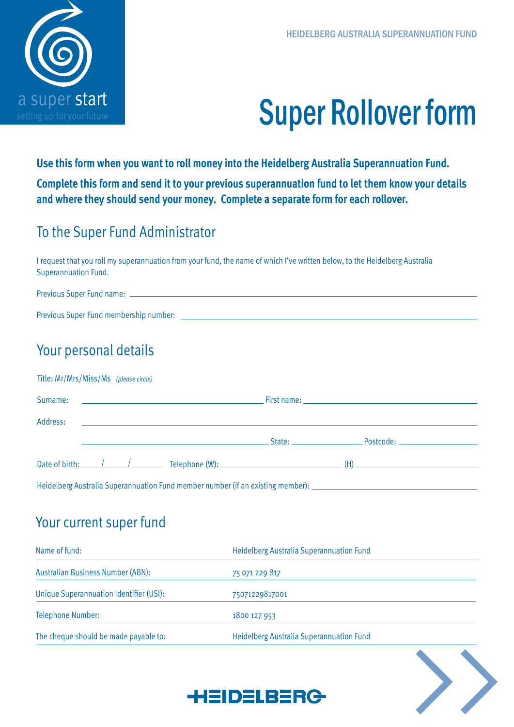a super start
setting up for your future

HEIDELBERG AUSTRALIA SUPERANNUATION FUND

# Super Rollover form

**Use this form when you want to roll money into the Heidelberg Australia Superannuation Fund.**

**Complete this form and send it to your previous superannuation fund to let them know your details and where they should send your money. Complete a separate form for each rollover.**

## To the Super Fund Administrator

I request that you roll my superannuation from your fund, the name of which I've written below, to the Heidelberg Australia Superannuation Fund.

Previous Super Fund name: ______________________________

Previous Super Fund membership number: ______________________________

## Your personal details

Title: Mr/Mrs/Miss/Ms *(please circle)*

Surname: ____________________ First name: ____________________

Address: ______________________________

____________________ State: __________ Postcode: __________

Date of birth: ____/____/____ Telephone (W): ____________________ (H) ____________________

Heidelberg Australia Superannuation Fund member number (if an existing member): ____________________

## Your current super fund

| | |
|---|---|
| Name of fund: | Heidelberg Australia Superannuation Fund |
| Australian Business Number (ABN): | 75 071 229 817 |
| Unique Superannuation Identifier (USI): | 75071229817001 |
| Telephone Number: | 1800 127 953 |
| The cheque should be made payable to: | Heidelberg Australia Superannuation Fund |

HEIDELBERG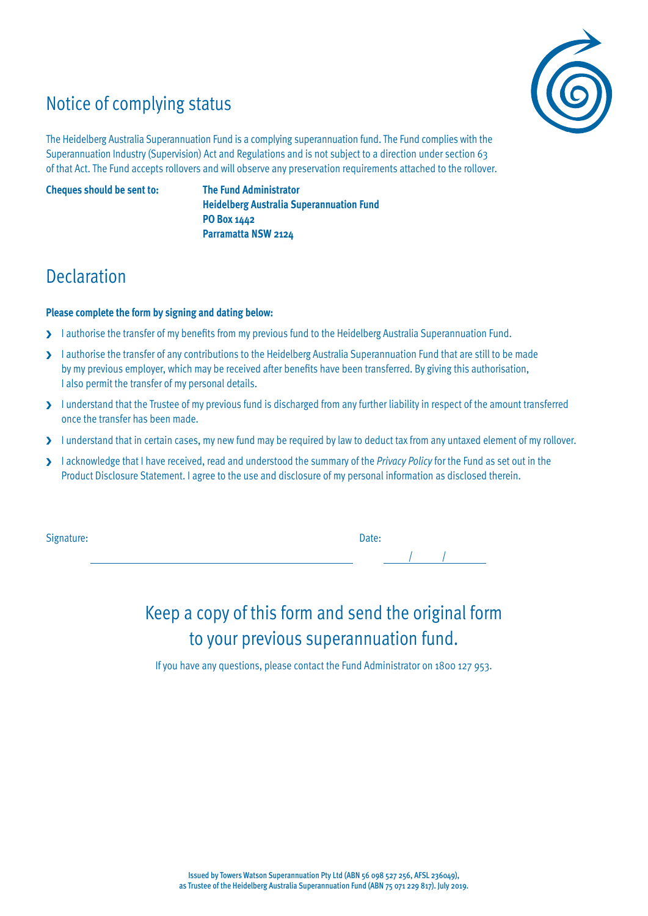## Notice of complying status

The Heidelberg Australia Superannuation Fund is a complying superannuation fund. The Fund complies with the Superannuation Industry (Supervision) Act and Regulations and is not subject to a direction under section 63 of that Act. The Fund accepts rollovers and will observe any preservation requirements attached to the rollover.

**Cheques should be sent to:**

**The Fund Administrator**
**Heidelberg Australia Superannuation Fund**
**PO Box 1442**
**Parramatta NSW 2124**

## Declaration

**Please complete the form by signing and dating below:**

- I authorise the transfer of my benefits from my previous fund to the Heidelberg Australia Superannuation Fund.
- I authorise the transfer of any contributions to the Heidelberg Australia Superannuation Fund that are still to be made by my previous employer, which may be received after benefits have been transferred. By giving this authorisation, I also permit the transfer of my personal details.
- I understand that the Trustee of my previous fund is discharged from any further liability in respect of the amount transferred once the transfer has been made.
- I understand that in certain cases, my new fund may be required by law to deduct tax from any untaxed element of my rollover.
- I acknowledge that I have received, read and understood the summary of the *Privacy Policy* for the Fund as set out in the Product Disclosure Statement. I agree to the use and disclosure of my personal information as disclosed therein.

Signature: ______________________________ Date: ____ / ____ / ____

## Keep a copy of this form and send the original form to your previous superannuation fund.

If you have any questions, please contact the Fund Administrator on 1800 127 953.

Issued by Towers Watson Superannuation Pty Ltd (ABN 56 098 527 256, AFSL 236049), as Trustee of the Heidelberg Australia Superannuation Fund (ABN 75 071 229 817). July 2019.